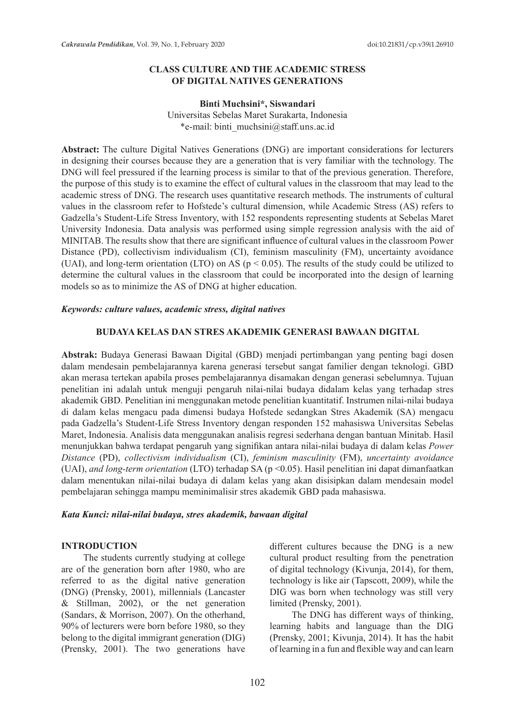# CLASS CULTURE AND THE ACADEMIC STRESS OF DIGITAL NATIVES GENERATIONS

**Binti Muchsini\*, Siswandari**

Universitas Sebelas Maret Surakarta, Indonesia
\*e-mail: binti_muchsini@staff.uns.ac.id

**Abstract:** The culture Digital Natives Generations (DNG) are important considerations for lecturers in designing their courses because they are a generation that is very familiar with the technology. The DNG will feel pressured if the learning process is similar to that of the previous generation. Therefore, the purpose of this study is to examine the effect of cultural values in the classroom that may lead to the academic stress of DNG. The research uses quantitative research methods. The instruments of cultural values in the classroom refer to Hofstede's cultural dimension, while Academic Stress (AS) refers to Gadzella's Student-Life Stress Inventory, with 152 respondents representing students at Sebelas Maret University Indonesia. Data analysis was performed using simple regression analysis with the aid of MINITAB. The results show that there are significant influence of cultural values in the classroom Power Distance (PD), collectivism individualism (CI), feminism masculinity (FM), uncertainty avoidance (UAI), and long-term orientation (LTO) on AS ($p < 0.05$). The results of the study could be utilized to determine the cultural values in the classroom that could be incorporated into the design of learning models so as to minimize the AS of DNG at higher education.

***Keywords: culture values, academic stress, digital natives***

## BUDAYA KELAS DAN STRES AKADEMIK GENERASI BAWAAN DIGITAL

**Abstrak:** Budaya Generasi Bawaan Digital (GBD) menjadi pertimbangan yang penting bagi dosen dalam mendesain pembelajarannya karena generasi tersebut sangat familier dengan teknologi. GBD akan merasa tertekan apabila proses pembelajarannya disamakan dengan generasi sebelumnya. Tujuan penelitian ini adalah untuk menguji pengaruh nilai-nilai budaya didalam kelas yang terhadap stres akademik GBD. Penelitian ini menggunakan metode penelitian kuantitatif. Instrumen nilai-nilai budaya di dalam kelas mengacu pada dimensi budaya Hofstede sedangkan Stres Akademik (SA) mengacu pada Gadzella's Student-Life Stress Inventory dengan responden 152 mahasiswa Universitas Sebelas Maret, Indonesia. Analisis data menggunakan analisis regresi sederhana dengan bantuan Minitab. Hasil menunjukkan bahwa terdapat pengaruh yang signifikan antara nilai-nilai budaya di dalam kelas *Power Distance* (PD), *collectivism individualism* (CI), *feminism masculinity* (FM), *uncertainty avoidance* (UAI), *and long-term orientation* (LTO) terhadap SA ($p < 0.05$). Hasil penelitian ini dapat dimanfaatkan dalam menentukan nilai-nilai budaya di dalam kelas yang akan disisipkan dalam mendesain model pembelajaran sehingga mampu meminimalisir stres akademik GBD pada mahasiswa.

***Kata Kunci: nilai-nilai budaya, stres akademik, bawaan digital***

## INTRODUCTION

The students currently studying at college are of the generation born after 1980, who are referred to as the digital native generation (DNG) (Prensky, 2001), millennials (Lancaster & Stillman, 2002), or the net generation (Sandars, & Morrison, 2007). On the otherhand, 90% of lecturers were born before 1980, so they belong to the digital immigrant generation (DIG) (Prensky, 2001). The two generations have different cultures because the DNG is a new cultural product resulting from the penetration of digital technology (Kivunja, 2014), for them, technology is like air (Tapscott, 2009), while the DIG was born when technology was still very limited (Prensky, 2001).

The DNG has different ways of thinking, learning habits and language than the DIG (Prensky, 2001; Kivunja, 2014). It has the habit of learning in a fun and flexible way and can learn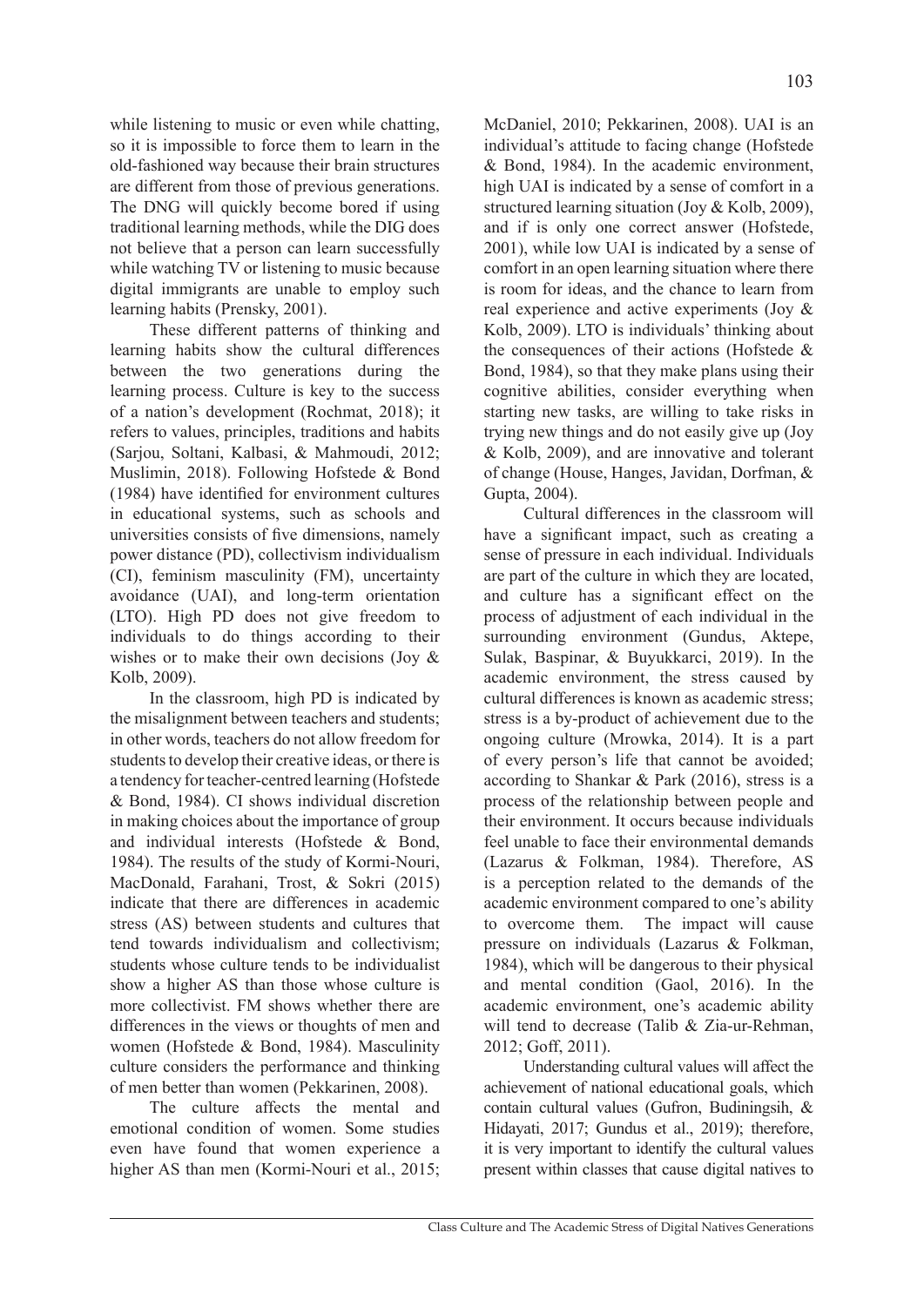while listening to music or even while chatting, so it is impossible to force them to learn in the old-fashioned way because their brain structures are different from those of previous generations. The DNG will quickly become bored if using traditional learning methods, while the DIG does not believe that a person can learn successfully while watching TV or listening to music because digital immigrants are unable to employ such learning habits (Prensky, 2001).

These different patterns of thinking and learning habits show the cultural differences between the two generations during the learning process. Culture is key to the success of a nation's development (Rochmat, 2018); it refers to values, principles, traditions and habits (Sarjou, Soltani, Kalbasi, & Mahmoudi, 2012; Muslimin, 2018). Following Hofstede & Bond (1984) have identified for environment cultures in educational systems, such as schools and universities consists of five dimensions, namely power distance (PD), collectivism individualism (CI), feminism masculinity (FM), uncertainty avoidance (UAI), and long-term orientation (LTO). High PD does not give freedom to individuals to do things according to their wishes or to make their own decisions (Joy & Kolb, 2009).

In the classroom, high PD is indicated by the misalignment between teachers and students; in other words, teachers do not allow freedom for students to develop their creative ideas, or there is a tendency for teacher-centred learning (Hofstede & Bond, 1984). CI shows individual discretion in making choices about the importance of group and individual interests (Hofstede & Bond, 1984). The results of the study of Kormi-Nouri, MacDonald, Farahani, Trost, & Sokri (2015) indicate that there are differences in academic stress (AS) between students and cultures that tend towards individualism and collectivism; students whose culture tends to be individualist show a higher AS than those whose culture is more collectivist. FM shows whether there are differences in the views or thoughts of men and women (Hofstede & Bond, 1984). Masculinity culture considers the performance and thinking of men better than women (Pekkarinen, 2008).

The culture affects the mental and emotional condition of women. Some studies even have found that women experience a higher AS than men (Kormi-Nouri et al., 2015; McDaniel, 2010; Pekkarinen, 2008). UAI is an individual's attitude to facing change (Hofstede & Bond, 1984). In the academic environment, high UAI is indicated by a sense of comfort in a structured learning situation (Joy & Kolb, 2009), and if is only one correct answer (Hofstede, 2001), while low UAI is indicated by a sense of comfort in an open learning situation where there is room for ideas, and the chance to learn from real experience and active experiments (Joy & Kolb, 2009). LTO is individuals' thinking about the consequences of their actions (Hofstede & Bond, 1984), so that they make plans using their cognitive abilities, consider everything when starting new tasks, are willing to take risks in trying new things and do not easily give up (Joy & Kolb, 2009), and are innovative and tolerant of change (House, Hanges, Javidan, Dorfman, & Gupta, 2004).

Cultural differences in the classroom will have a significant impact, such as creating a sense of pressure in each individual. Individuals are part of the culture in which they are located, and culture has a significant effect on the process of adjustment of each individual in the surrounding environment (Gundus, Aktepe, Sulak, Baspinar, & Buyukkarci, 2019). In the academic environment, the stress caused by cultural differences is known as academic stress; stress is a by-product of achievement due to the ongoing culture (Mrowka, 2014). It is a part of every person's life that cannot be avoided; according to Shankar & Park (2016), stress is a process of the relationship between people and their environment. It occurs because individuals feel unable to face their environmental demands (Lazarus & Folkman, 1984). Therefore, AS is a perception related to the demands of the academic environment compared to one's ability to overcome them. The impact will cause pressure on individuals (Lazarus & Folkman, 1984), which will be dangerous to their physical and mental condition (Gaol, 2016). In the academic environment, one's academic ability will tend to decrease (Talib & Zia-ur-Rehman, 2012; Goff, 2011).

Understanding cultural values will affect the achievement of national educational goals, which contain cultural values (Gufron, Budiningsih, & Hidayati, 2017; Gundus et al., 2019); therefore, it is very important to identify the cultural values present within classes that cause digital natives to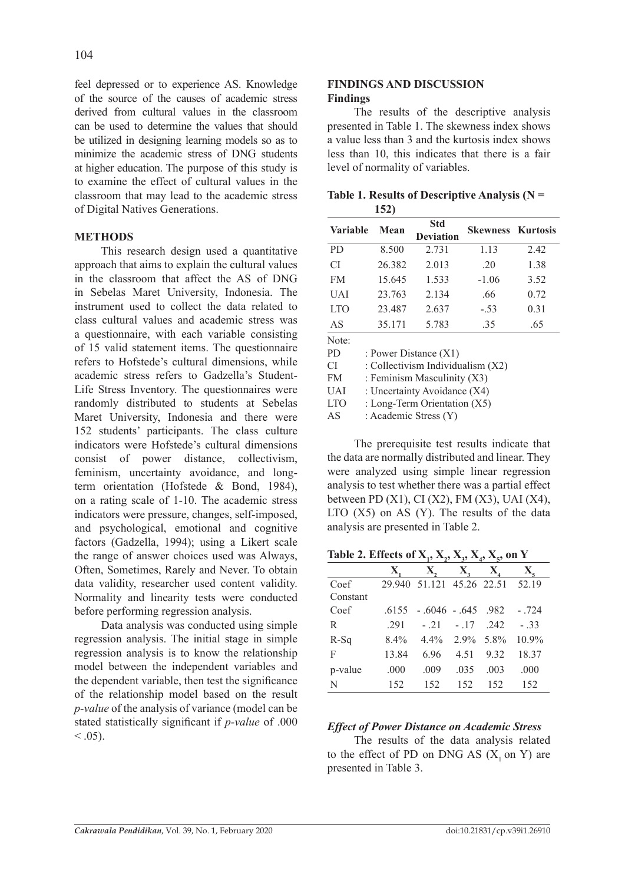feel depressed or to experience AS. Knowledge of the source of the causes of academic stress derived from cultural values in the classroom can be used to determine the values that should be utilized in designing learning models so as to minimize the academic stress of DNG students at higher education. The purpose of this study is to examine the effect of cultural values in the classroom that may lead to the academic stress of Digital Natives Generations.

## METHODS

This research design used a quantitative approach that aims to explain the cultural values in the classroom that affect the AS of DNG in Sebelas Maret University, Indonesia. The instrument used to collect the data related to class cultural values and academic stress was a questionnaire, with each variable consisting of 15 valid statement items. The questionnaire refers to Hofstede's cultural dimensions, while academic stress refers to Gadzella's Student-Life Stress Inventory. The questionnaires were randomly distributed to students at Sebelas Maret University, Indonesia and there were 152 students' participants. The class culture indicators were Hofstede's cultural dimensions consist of power distance, collectivism, feminism, uncertainty avoidance, and long-term orientation (Hofstede & Bond, 1984), on a rating scale of 1-10. The academic stress indicators were pressure, changes, self-imposed, and psychological, emotional and cognitive factors (Gadzella, 1994); using a Likert scale the range of answer choices used was Always, Often, Sometimes, Rarely and Never. To obtain data validity, researcher used content validity. Normality and linearity tests were conducted before performing regression analysis.

Data analysis was conducted using simple regression analysis. The initial stage in simple regression analysis is to know the relationship model between the independent variables and the dependent variable, then test the significance of the relationship model based on the result *p-value* of the analysis of variance (model can be stated statistically significant if *p-value* of .000 < .05).

## FINDINGS AND DISCUSSION

### Findings

The results of the descriptive analysis presented in Table 1. The skewness index shows a value less than 3 and the kurtosis index shows less than 10, this indicates that there is a fair level of normality of variables.

**Table 1. Results of Descriptive Analysis (N = 152)**

| Variable | Mean | Std Deviation | Skewness | Kurtosis |
|---|---|---|---|---|
| PD | 8.500 | 2.731 | 1.13 | 2.42 |
| CI | 26.382 | 2.013 | .20 | 1.38 |
| FM | 15.645 | 1.533 | -1.06 | 3.52 |
| UAI | 23.763 | 2.134 | .66 | 0.72 |
| LTO | 23.487 | 2.637 | -.53 | 0.31 |
| AS | 35.171 | 5.783 | .35 | .65 |

Note:
PD : Power Distance (X1)
CI : Collectivism Individualism (X2)
FM : Feminism Masculinity (X3)
UAI : Uncertainty Avoidance (X4)
LTO : Long-Term Orientation (X5)
AS : Academic Stress (Y)

The prerequisite test results indicate that the data are normally distributed and linear. They were analyzed using simple linear regression analysis to test whether there was a partial effect between PD (X1), CI (X2), FM (X3), UAI (X4), LTO (X5) on AS (Y). The results of the data analysis are presented in Table 2.

**Table 2. Effects of $X_1$, $X_2$, $X_3$, $X_4$, $X_5$, on Y**

| | $X_1$ | $X_2$ | $X_3$ | $X_4$ | $X_5$ |
|---|---|---|---|---|---|
| Coef Constant | 29.940 | 51.121 | 45.26 | 22.51 | 52.19 |
| Coef | .6155 | - .6046 | - .645 | .982 | - .724 |
| R | .291 | - .21 | - .17 | .242 | - .33 |
| R-Sq | 8.4% | 4.4% | 2.9% | 5.8% | 10.9% |
| F | 13.84 | 6.96 | 4.51 | 9.32 | 18.37 |
| p-value | .000 | .009 | .035 | .003 | .000 |
| N | 152 | 152 | 152 | 152 | 152 |

### *Effect of Power Distance on Academic Stress*

The results of the data analysis related to the effect of PD on DNG AS ($X_1$ on Y) are presented in Table 3.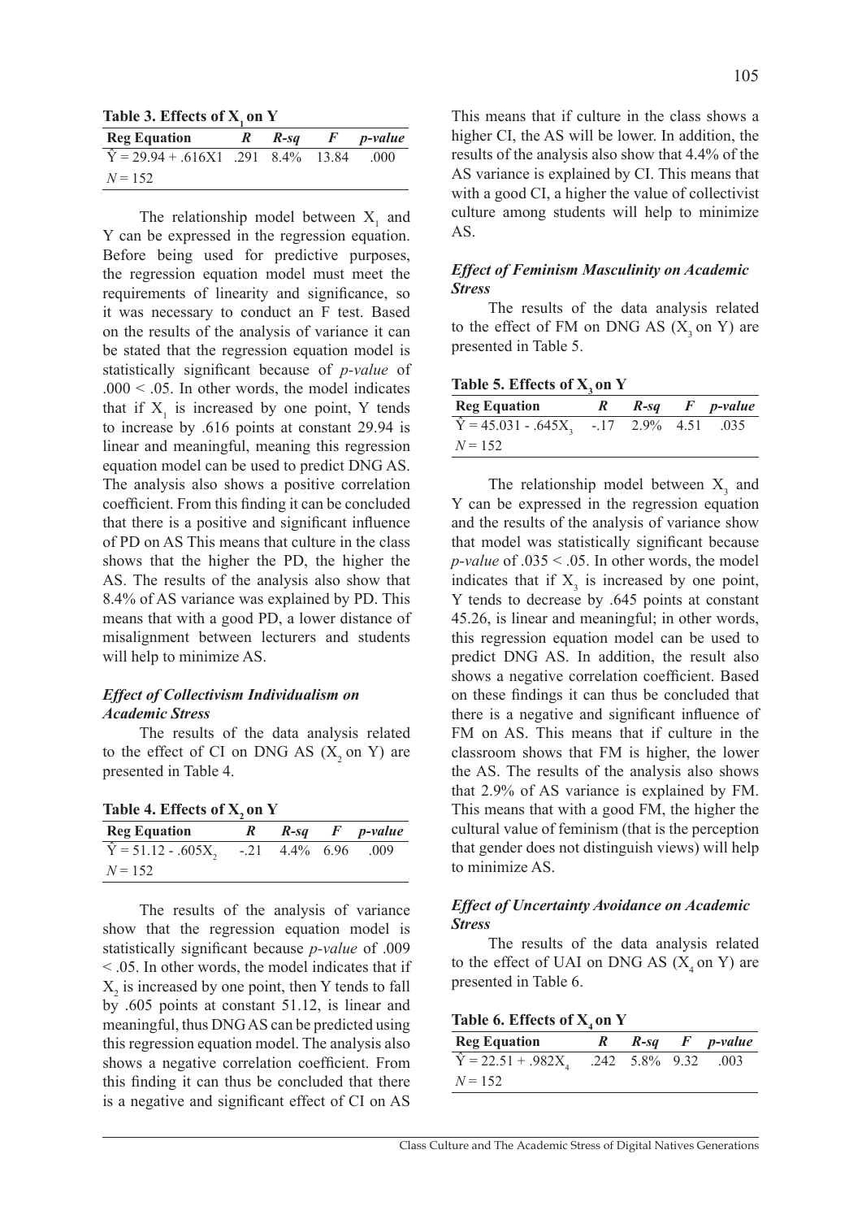**Table 3. Effects of $X_1$ on Y**

| Reg Equation | *R* | *R-sq* | *F* | *p-value* |
|---|---|---|---|---|
| $\hat{Y} = 29.94 + .616X1$ | .291 | 8.4% | 13.84 | .000 |
| $N = 152$ | | | | |

The relationship model between $X_1$ and Y can be expressed in the regression equation. Before being used for predictive purposes, the regression equation model must meet the requirements of linearity and significance, so it was necessary to conduct an F test. Based on the results of the analysis of variance it can be stated that the regression equation model is statistically significant because of *p-value* of $.000 < .05$. In other words, the model indicates that if $X_1$ is increased by one point, Y tends to increase by .616 points at constant 29.94 is linear and meaningful, meaning this regression equation model can be used to predict DNG AS. The analysis also shows a positive correlation coefficient. From this finding it can be concluded that there is a positive and significant influence of PD on AS This means that culture in the class shows that the higher the PD, the higher the AS. The results of the analysis also show that 8.4% of AS variance was explained by PD. This means that with a good PD, a lower distance of misalignment between lecturers and students will help to minimize AS.

### *Effect of Collectivism Individualism on Academic Stress*

The results of the data analysis related to the effect of CI on DNG AS ($X_2$ on Y) are presented in Table 4.

**Table 4. Effects of $X_2$ on Y**

| Reg Equation | *R* | *R-sq* | *F* | *p-value* |
|---|---|---|---|---|
| $\hat{Y} = 51.12 - .605X_2$ | -.21 | 4.4% | 6.96 | .009 |
| $N = 152$ | | | | |

The results of the analysis of variance show that the regression equation model is statistically significant because *p-value* of $.009 < .05$. In other words, the model indicates that if $X_2$ is increased by one point, then Y tends to fall by .605 points at constant 51.12, is linear and meaningful, thus DNG AS can be predicted using this regression equation model. The analysis also shows a negative correlation coefficient. From this finding it can thus be concluded that there is a negative and significant effect of CI on AS This means that if culture in the class shows a higher CI, the AS will be lower. In addition, the results of the analysis also show that 4.4% of the AS variance is explained by CI. This means that with a good CI, a higher the value of collectivist culture among students will help to minimize AS.

### *Effect of Feminism Masculinity on Academic Stress*

The results of the data analysis related to the effect of FM on DNG AS ($X_3$ on Y) are presented in Table 5.

**Table 5. Effects of $X_3$ on Y**

| Reg Equation | *R* | *R-sq* | *F* | *p-value* |
|---|---|---|---|---|
| $\hat{Y} = 45.031 - .645X_3$ | -.17 | 2.9% | 4.51 | .035 |
| $N = 152$ | | | | |

The relationship model between $X_3$ and Y can be expressed in the regression equation and the results of the analysis of variance show that model was statistically significant because *p-value* of $.035 < .05$. In other words, the model indicates that if $X_3$ is increased by one point, Y tends to decrease by .645 points at constant 45.26, is linear and meaningful; in other words, this regression equation model can be used to predict DNG AS. In addition, the result also shows a negative correlation coefficient. Based on these findings it can thus be concluded that there is a negative and significant influence of FM on AS. This means that if culture in the classroom shows that FM is higher, the lower the AS. The results of the analysis also shows that 2.9% of AS variance is explained by FM. This means that with a good FM, the higher the cultural value of feminism (that is the perception that gender does not distinguish views) will help to minimize AS.

### *Effect of Uncertainty Avoidance on Academic Stress*

The results of the data analysis related to the effect of UAI on DNG AS ($X_4$ on Y) are presented in Table 6.

**Table 6. Effects of $X_4$ on Y**

| Reg Equation | *R* | *R-sq* | *F* | *p-value* |
|---|---|---|---|---|
| $\hat{Y} = 22.51 + .982X_4$ | .242 | 5.8% | 9.32 | .003 |
| $N = 152$ | | | | |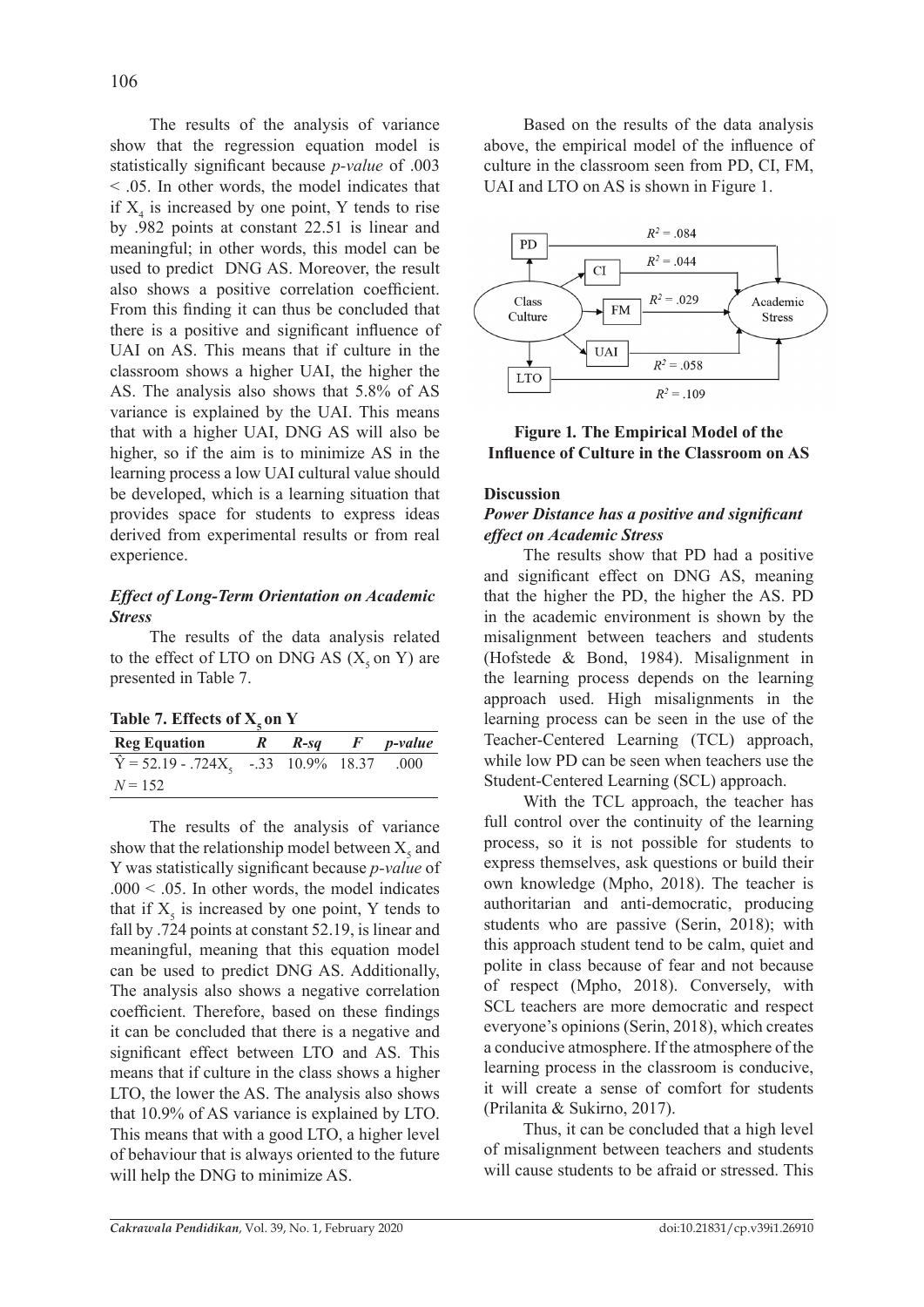The results of the analysis of variance show that the regression equation model is statistically significant because *p-value* of .003 < .05. In other words, the model indicates that if $X_4$ is increased by one point, Y tends to rise by .982 points at constant 22.51 is linear and meaningful; in other words, this model can be used to predict DNG AS. Moreover, the result also shows a positive correlation coefficient. From this finding it can thus be concluded that there is a positive and significant influence of UAI on AS. This means that if culture in the classroom shows a higher UAI, the higher the AS. The analysis also shows that 5.8% of AS variance is explained by the UAI. This means that with a higher UAI, DNG AS will also be higher, so if the aim is to minimize AS in the learning process a low UAI cultural value should be developed, which is a learning situation that provides space for students to express ideas derived from experimental results or from real experience.

### *Effect of Long-Term Orientation on Academic Stress*

The results of the data analysis related to the effect of LTO on DNG AS ($X_5$ on Y) are presented in Table 7.

**Table 7. Effects of $X_5$ on Y**

| Reg Equation | *R* | *R-sq* | *F* | *p-value* |
|---|---|---|---|---|
| $\hat{Y} = 52.19 - .724X_5$ | -.33 | 10.9% | 18.37 | .000 |
| *N* = 152 | | | | |

The results of the analysis of variance show that the relationship model between $X_5$ and Y was statistically significant because *p-value* of .000 < .05. In other words, the model indicates that if $X_5$ is increased by one point, Y tends to fall by .724 points at constant 52.19, is linear and meaningful, meaning that this equation model can be used to predict DNG AS. Additionally, The analysis also shows a negative correlation coefficient. Therefore, based on these findings it can be concluded that there is a negative and significant effect between LTO and AS. This means that if culture in the class shows a higher LTO, the lower the AS. The analysis also shows that 10.9% of AS variance is explained by LTO. This means that with a good LTO, a higher level of behaviour that is always oriented to the future will help the DNG to minimize AS.

Based on the results of the data analysis above, the empirical model of the influence of culture in the classroom seen from PD, CI, FM, UAI and LTO on AS is shown in Figure 1.

**Figure 1. The Empirical Model of the Influence of Culture in the Classroom on AS**

## Discussion

### *Power Distance has a positive and significant effect on Academic Stress*

The results show that PD had a positive and significant effect on DNG AS, meaning that the higher the PD, the higher the AS. PD in the academic environment is shown by the misalignment between teachers and students (Hofstede & Bond, 1984). Misalignment in the learning process depends on the learning approach used. High misalignments in the learning process can be seen in the use of the Teacher-Centered Learning (TCL) approach, while low PD can be seen when teachers use the Student-Centered Learning (SCL) approach.

With the TCL approach, the teacher has full control over the continuity of the learning process, so it is not possible for students to express themselves, ask questions or build their own knowledge (Mpho, 2018). The teacher is authoritarian and anti-democratic, producing students who are passive (Serin, 2018); with this approach student tend to be calm, quiet and polite in class because of fear and not because of respect (Mpho, 2018). Conversely, with SCL teachers are more democratic and respect everyone's opinions (Serin, 2018), which creates a conducive atmosphere. If the atmosphere of the learning process in the classroom is conducive, it will create a sense of comfort for students (Prilanita & Sukirno, 2017).

Thus, it can be concluded that a high level of misalignment between teachers and students will cause students to be afraid or stressed. This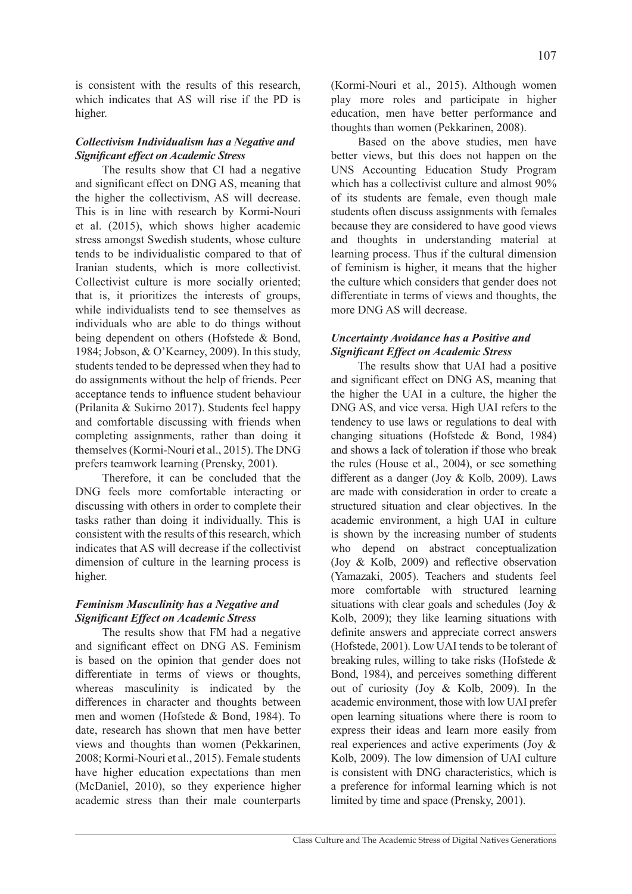is consistent with the results of this research, which indicates that AS will rise if the PD is higher.

### *Collectivism Individualism has a Negative and Significant effect on Academic Stress*

The results show that CI had a negative and significant effect on DNG AS, meaning that the higher the collectivism, AS will decrease. This is in line with research by Kormi-Nouri et al. (2015), which shows higher academic stress amongst Swedish students, whose culture tends to be individualistic compared to that of Iranian students, which is more collectivist. Collectivist culture is more socially oriented; that is, it prioritizes the interests of groups, while individualists tend to see themselves as individuals who are able to do things without being dependent on others (Hofstede & Bond, 1984; Jobson, & O'Kearney, 2009). In this study, students tended to be depressed when they had to do assignments without the help of friends. Peer acceptance tends to influence student behaviour (Prilanita & Sukirno 2017). Students feel happy and comfortable discussing with friends when completing assignments, rather than doing it themselves (Kormi-Nouri et al., 2015). The DNG prefers teamwork learning (Prensky, 2001).

Therefore, it can be concluded that the DNG feels more comfortable interacting or discussing with others in order to complete their tasks rather than doing it individually. This is consistent with the results of this research, which indicates that AS will decrease if the collectivist dimension of culture in the learning process is higher.

### *Feminism Masculinity has a Negative and Significant Effect on Academic Stress*

The results show that FM had a negative and significant effect on DNG AS. Feminism is based on the opinion that gender does not differentiate in terms of views or thoughts, whereas masculinity is indicated by the differences in character and thoughts between men and women (Hofstede & Bond, 1984). To date, research has shown that men have better views and thoughts than women (Pekkarinen, 2008; Kormi-Nouri et al., 2015). Female students have higher education expectations than men (McDaniel, 2010), so they experience higher academic stress than their male counterparts (Kormi-Nouri et al., 2015). Although women play more roles and participate in higher education, men have better performance and thoughts than women (Pekkarinen, 2008).

Based on the above studies, men have better views, but this does not happen on the UNS Accounting Education Study Program which has a collectivist culture and almost 90% of its students are female, even though male students often discuss assignments with females because they are considered to have good views and thoughts in understanding material at learning process. Thus if the cultural dimension of feminism is higher, it means that the higher the culture which considers that gender does not differentiate in terms of views and thoughts, the more DNG AS will decrease.

### *Uncertainty Avoidance has a Positive and Significant Effect on Academic Stress*

The results show that UAI had a positive and significant effect on DNG AS, meaning that the higher the UAI in a culture, the higher the DNG AS, and vice versa. High UAI refers to the tendency to use laws or regulations to deal with changing situations (Hofstede & Bond, 1984) and shows a lack of toleration if those who break the rules (House et al., 2004), or see something different as a danger (Joy & Kolb, 2009). Laws are made with consideration in order to create a structured situation and clear objectives. In the academic environment, a high UAI in culture is shown by the increasing number of students who depend on abstract conceptualization (Joy & Kolb, 2009) and reflective observation (Yamazaki, 2005). Teachers and students feel more comfortable with structured learning situations with clear goals and schedules (Joy & Kolb, 2009); they like learning situations with definite answers and appreciate correct answers (Hofstede, 2001). Low UAI tends to be tolerant of breaking rules, willing to take risks (Hofstede & Bond, 1984), and perceives something different out of curiosity (Joy & Kolb, 2009). In the academic environment, those with low UAI prefer open learning situations where there is room to express their ideas and learn more easily from real experiences and active experiments (Joy & Kolb, 2009). The low dimension of UAI culture is consistent with DNG characteristics, which is a preference for informal learning which is not limited by time and space (Prensky, 2001).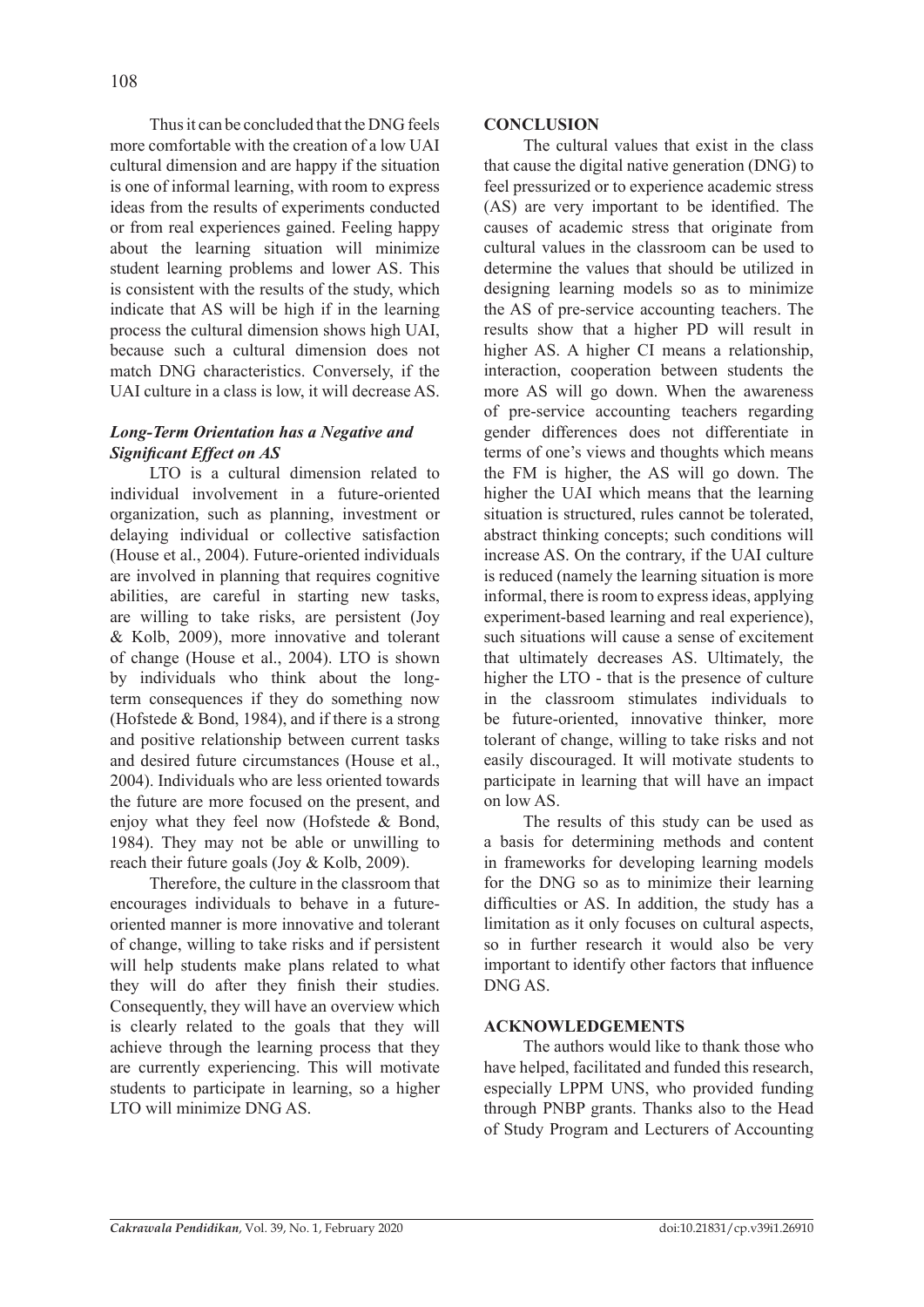Thus it can be concluded that the DNG feels more comfortable with the creation of a low UAI cultural dimension and are happy if the situation is one of informal learning, with room to express ideas from the results of experiments conducted or from real experiences gained. Feeling happy about the learning situation will minimize student learning problems and lower AS. This is consistent with the results of the study, which indicate that AS will be high if in the learning process the cultural dimension shows high UAI, because such a cultural dimension does not match DNG characteristics. Conversely, if the UAI culture in a class is low, it will decrease AS.

### *Long-Term Orientation has a Negative and Significant Effect on AS*

LTO is a cultural dimension related to individual involvement in a future-oriented organization, such as planning, investment or delaying individual or collective satisfaction (House et al., 2004). Future-oriented individuals are involved in planning that requires cognitive abilities, are careful in starting new tasks, are willing to take risks, are persistent (Joy & Kolb, 2009), more innovative and tolerant of change (House et al., 2004). LTO is shown by individuals who think about the long-term consequences if they do something now (Hofstede & Bond, 1984), and if there is a strong and positive relationship between current tasks and desired future circumstances (House et al., 2004). Individuals who are less oriented towards the future are more focused on the present, and enjoy what they feel now (Hofstede & Bond, 1984). They may not be able or unwilling to reach their future goals (Joy & Kolb, 2009).

Therefore, the culture in the classroom that encourages individuals to behave in a future-oriented manner is more innovative and tolerant of change, willing to take risks and if persistent will help students make plans related to what they will do after they finish their studies. Consequently, they will have an overview which is clearly related to the goals that they will achieve through the learning process that they are currently experiencing. This will motivate students to participate in learning, so a higher LTO will minimize DNG AS.

## CONCLUSION

The cultural values that exist in the class that cause the digital native generation (DNG) to feel pressurized or to experience academic stress (AS) are very important to be identified. The causes of academic stress that originate from cultural values in the classroom can be used to determine the values that should be utilized in designing learning models so as to minimize the AS of pre-service accounting teachers. The results show that a higher PD will result in higher AS. A higher CI means a relationship, interaction, cooperation between students the more AS will go down. When the awareness of pre-service accounting teachers regarding gender differences does not differentiate in terms of one's views and thoughts which means the FM is higher, the AS will go down. The higher the UAI which means that the learning situation is structured, rules cannot be tolerated, abstract thinking concepts; such conditions will increase AS. On the contrary, if the UAI culture is reduced (namely the learning situation is more informal, there is room to express ideas, applying experiment-based learning and real experience), such situations will cause a sense of excitement that ultimately decreases AS. Ultimately, the higher the LTO - that is the presence of culture in the classroom stimulates individuals to be future-oriented, innovative thinker, more tolerant of change, willing to take risks and not easily discouraged. It will motivate students to participate in learning that will have an impact on low AS.

The results of this study can be used as a basis for determining methods and content in frameworks for developing learning models for the DNG so as to minimize their learning difficulties or AS. In addition, the study has a limitation as it only focuses on cultural aspects, so in further research it would also be very important to identify other factors that influence DNG AS.

## ACKNOWLEDGEMENTS

The authors would like to thank those who have helped, facilitated and funded this research, especially LPPM UNS, who provided funding through PNBP grants. Thanks also to the Head of Study Program and Lecturers of Accounting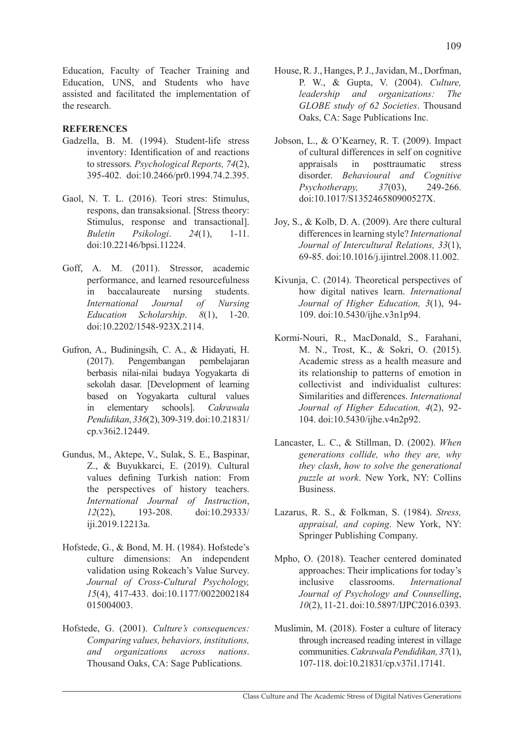Education, Faculty of Teacher Training and Education, UNS, and Students who have assisted and facilitated the implementation of the research.

## REFERENCES

Gadzella, B. M. (1994). Student-life stress inventory: Identification of and reactions to stressors. *Psychological Reports, 74*(2), 395-402. doi:10.2466/pr0.1994.74.2.395.

Gaol, N. T. L. (2016). Teori stres: Stimulus, respons, dan transaksional. [Stress theory: Stimulus, response and transactional]. *Buletin Psikologi*. *24*(1), 1-11. doi:10.22146/bpsi.11224.

Goff, A. M. (2011). Stressor, academic performance, and learned resourcefulness in baccalaureate nursing students. *International Journal of Nursing Education Scholarship*. *8*(1), 1-20. doi:10.2202/1548-923X.2114.

Gufron, A., Budiningsih, C. A., & Hidayati, H. (2017). Pengembangan pembelajaran berbasis nilai-nilai budaya Yogyakarta di sekolah dasar. [Development of learning based on Yogyakarta cultural values in elementary schools]. *Cakrawala Pendidikan*, *336*(2), 309-319. doi:10.21831/cp.v36i2.12449.

Gundus, M., Aktepe, V., Sulak, S. E., Baspinar, Z., & Buyukkarci, E. (2019). Cultural values defining Turkish nation: From the perspectives of history teachers. *International Journal of Instruction*, *12*(22), 193-208. doi:10.29333/iji.2019.12213a.

Hofstede, G., & Bond, M. H. (1984). Hofstede's culture dimensions: An independent validation using Rokeach's Value Survey. *Journal of Cross-Cultural Psychology, 15*(4), 417-433. doi:10.1177/0022002184015004003.

Hofstede, G. (2001). *Culture's consequences: Comparing values, behaviors, institutions, and organizations across nations*. Thousand Oaks, CA: Sage Publications.

House, R. J., Hanges, P. J., Javidan, M., Dorfman, P. W., & Gupta, V. (2004). *Culture, leadership and organizations: The GLOBE study of 62 Societies*. Thousand Oaks, CA: Sage Publications Inc.

Jobson, L., & O'Kearney, R. T. (2009). Impact of cultural differences in self on cognitive appraisals in posttraumatic stress disorder. *Behavioural and Cognitive Psychotherapy, 37*(03), 249-266. doi:10.1017/S135246580900527X.

Joy, S., & Kolb, D. A. (2009). Are there cultural differences in learning style? *International Journal of Intercultural Relations, 33*(1), 69-85. doi:10.1016/j.ijintrel.2008.11.002.

Kivunja, C. (2014). Theoretical perspectives of how digital natives learn. *International Journal of Higher Education, 3*(1), 94-109. doi:10.5430/ijhe.v3n1p94.

Kormi-Nouri, R., MacDonald, S., Farahani, M. N., Trost, K., & Sokri, O. (2015). Academic stress as a health measure and its relationship to patterns of emotion in collectivist and individualist cultures: Similarities and differences. *International Journal of Higher Education, 4*(2), 92-104. doi:10.5430/ijhe.v4n2p92.

Lancaster, L. C., & Stillman, D. (2002). *When generations collide, who they are, why they clash*, *how to solve the generational puzzle at work*. New York, NY: Collins Business.

Lazarus, R. S., & Folkman, S. (1984). *Stress, appraisal, and coping*. New York, NY: Springer Publishing Company.

Mpho, O. (2018). Teacher centered dominated approaches: Their implications for today's inclusive classrooms. *International Journal of Psychology and Counselling*, *10*(2), 11-21. doi:10.5897/IJPC2016.0393.

Muslimin, M. (2018). Foster a culture of literacy through increased reading interest in village communities. *Cakrawala Pendidikan, 37*(1), 107-118. doi:10.21831/cp.v37i1.17141.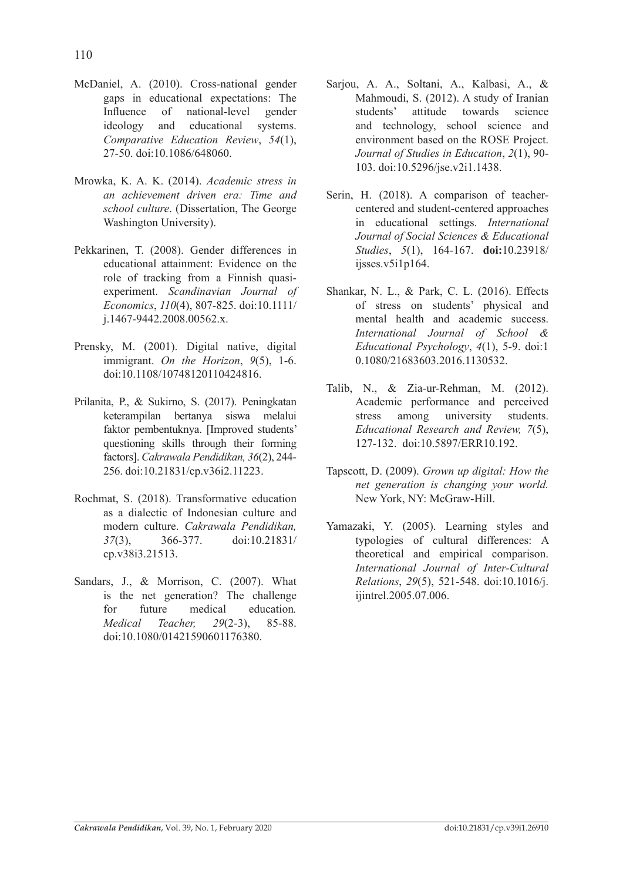McDaniel, A. (2010). Cross-national gender gaps in educational expectations: The Influence of national-level gender ideology and educational systems. *Comparative Education Review*, *54*(1), 27-50. doi:10.1086/648060.

Mrowka, K. A. K. (2014). *Academic stress in an achievement driven era: Time and school culture*. (Dissertation, The George Washington University).

Pekkarinen, T. (2008). Gender differences in educational attainment: Evidence on the role of tracking from a Finnish quasi-experiment. *Scandinavian Journal of Economics*, *110*(4), 807-825. doi:10.1111/j.1467-9442.2008.00562.x.

Prensky, M. (2001). Digital native, digital immigrant. *On the Horizon*, *9*(5), 1-6. doi:10.1108/10748120110424816.

Prilanita, P., & Sukirno, S. (2017). Peningkatan keterampilan bertanya siswa melalui faktor pembentuknya. [Improved students' questioning skills through their forming factors]. *Cakrawala Pendidikan, 36*(2), 244-256. doi:10.21831/cp.v36i2.11223.

Rochmat, S. (2018). Transformative education as a dialectic of Indonesian culture and modern culture. *Cakrawala Pendidikan, 37*(3), 366-377. doi:10.21831/cp.v38i3.21513.

Sandars, J., & Morrison, C. (2007). What is the net generation? The challenge for future medical education. *Medical Teacher, 29*(2-3), 85-88. doi:10.1080/01421590601176380.

Sarjou, A. A., Soltani, A., Kalbasi, A., & Mahmoudi, S. (2012). A study of Iranian students' attitude towards science and technology, school science and environment based on the ROSE Project. *Journal of Studies in Education*, *2*(1), 90-103. doi:10.5296/jse.v2i1.1438.

Serin, H. (2018). A comparison of teacher-centered and student-centered approaches in educational settings. *International Journal of Social Sciences & Educational Studies*, *5*(1), 164-167. **doi:**10.23918/ijsses.v5i1p164.

Shankar, N. L., & Park, C. L. (2016). Effects of stress on students' physical and mental health and academic success. *International Journal of School & Educational Psychology*, *4*(1), 5-9. doi:10.1080/21683603.2016.1130532.

Talib, N., & Zia-ur-Rehman, M. (2012). Academic performance and perceived stress among university students. *Educational Research and Review, 7*(5), 127-132. doi:10.5897/ERR10.192.

Tapscott, D. (2009). *Grown up digital: How the net generation is changing your world.* New York, NY: McGraw-Hill.

Yamazaki, Y. (2005). Learning styles and typologies of cultural differences: A theoretical and empirical comparison. *International Journal of Inter-Cultural Relations*, *29*(5), 521-548. doi:10.1016/j.ijintrel.2005.07.006.